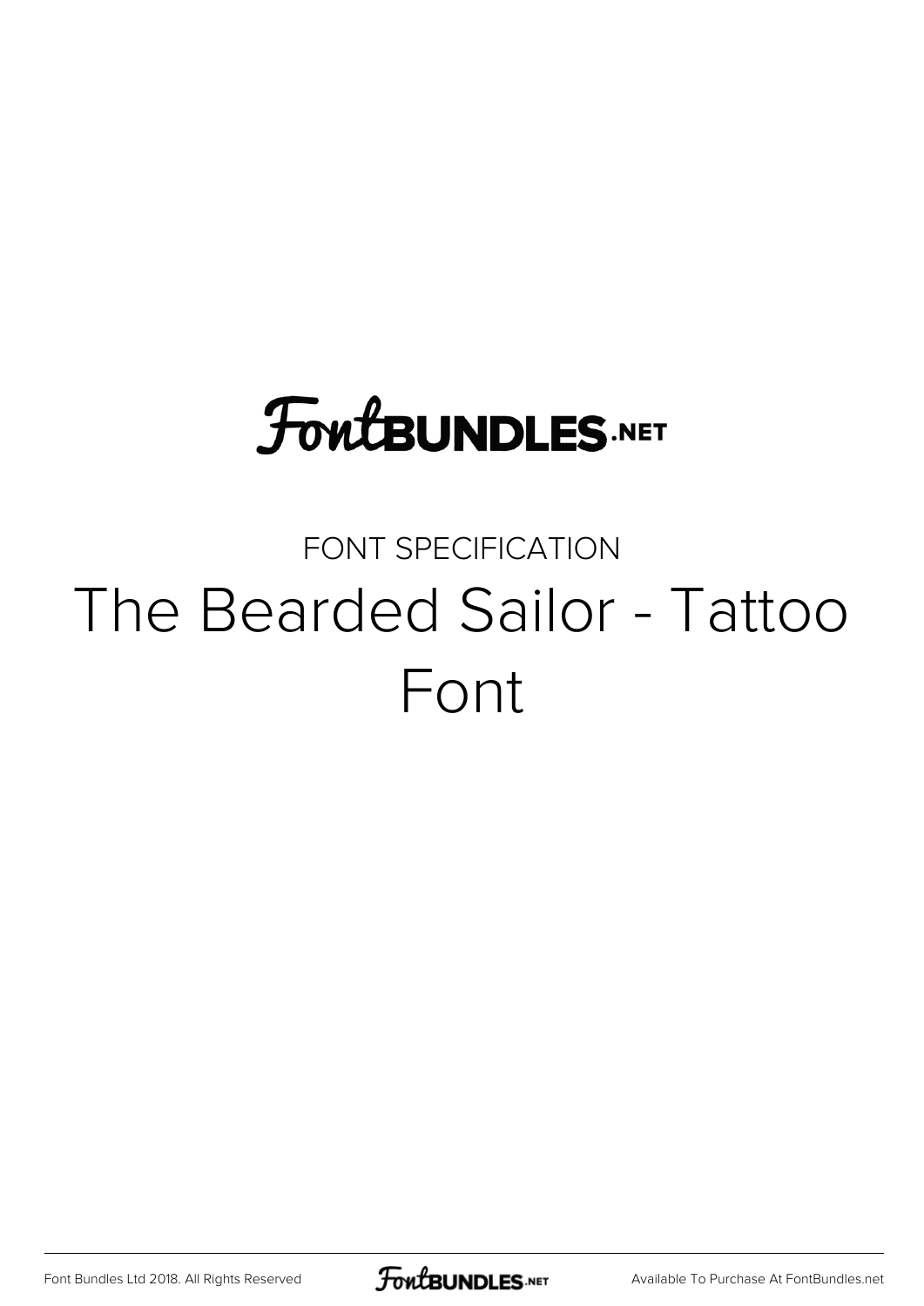FontBundles.net

FONT SPECIFICATION

# The Bearded Sailor - Tattoo Font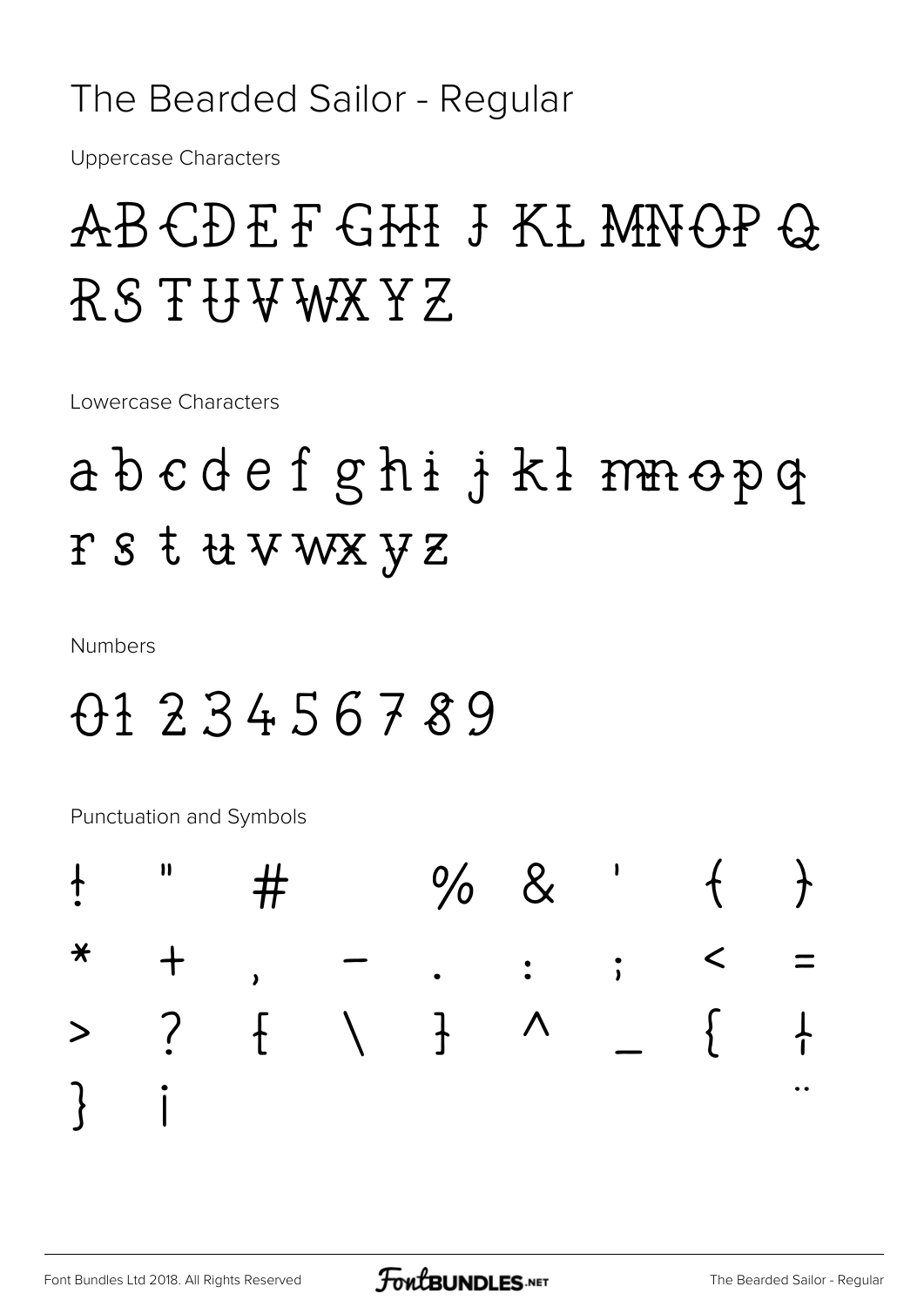The Bearded Sailor - Regular

Uppercase Characters

ABCDEFGHIJKLMNOPQ
RSTUVWXYZ

Lowercase Characters

abcdefghijklmnopq
rstuvwxyz

Numbers

0123456789

Punctuation and Symbols

! " # % & ' ( )
* + , - . : ; < =
> ? [ \ ] ^ _ { |
} ¡ ¨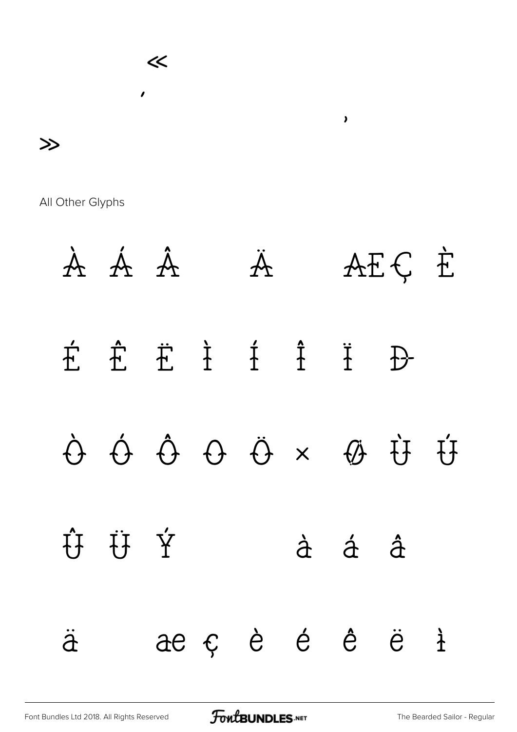«

‚

„

»

All Other Glyphs

À Á Â Ä Æ Ç È

É Ê Ë Ì Í Î Ï Ð

Ò Ó Ô Õ Ö × Ø Ù Ú

Û Ü Ý à á â

ä æ ç è é ê ë ì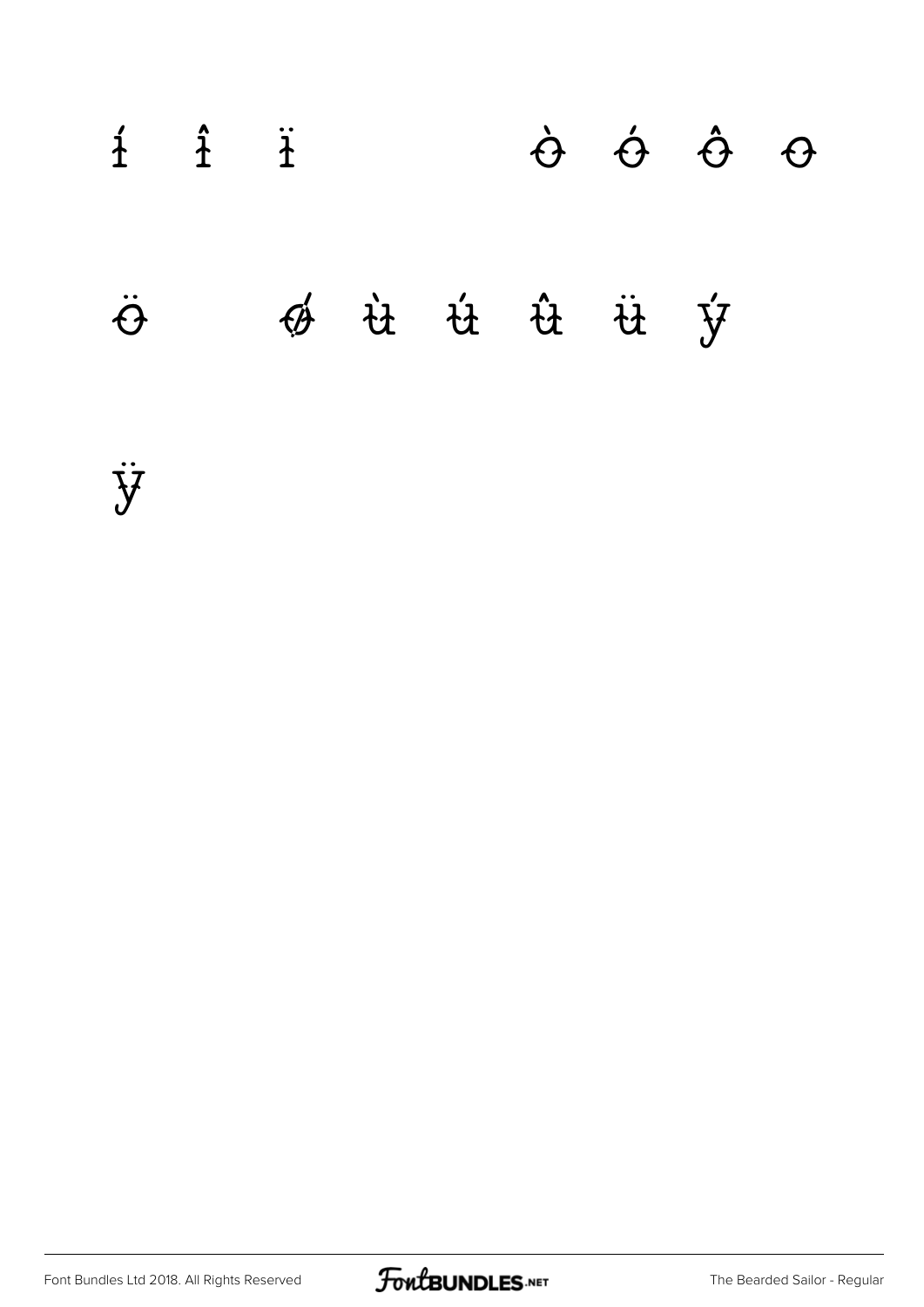í î ï ò ó ô õ

ö ø ù ú û ü ý

ÿ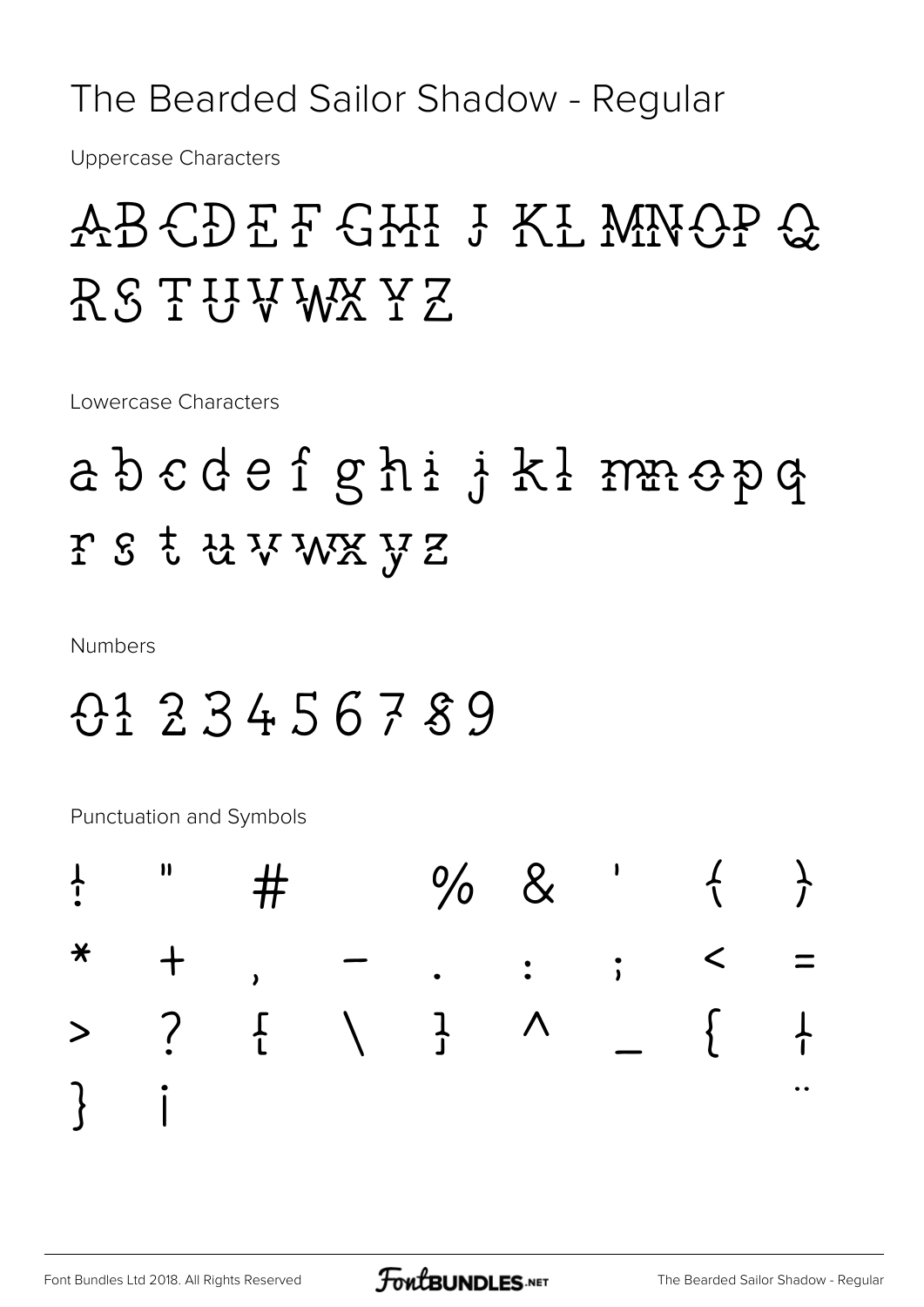# The Bearded Sailor Shadow - Regular

Uppercase Characters

ABCDEFGHIJKLMNOPQ
RSTUVWXYZ

Lowercase Characters

abcdefghijklmnopq
rstuvwxyz

Numbers

0123456789

Punctuation and Symbols

! " # % & ' ( )
* + , - . : ; < =
> ? [ \ ] ^ _ { ¦
} ¡ ¨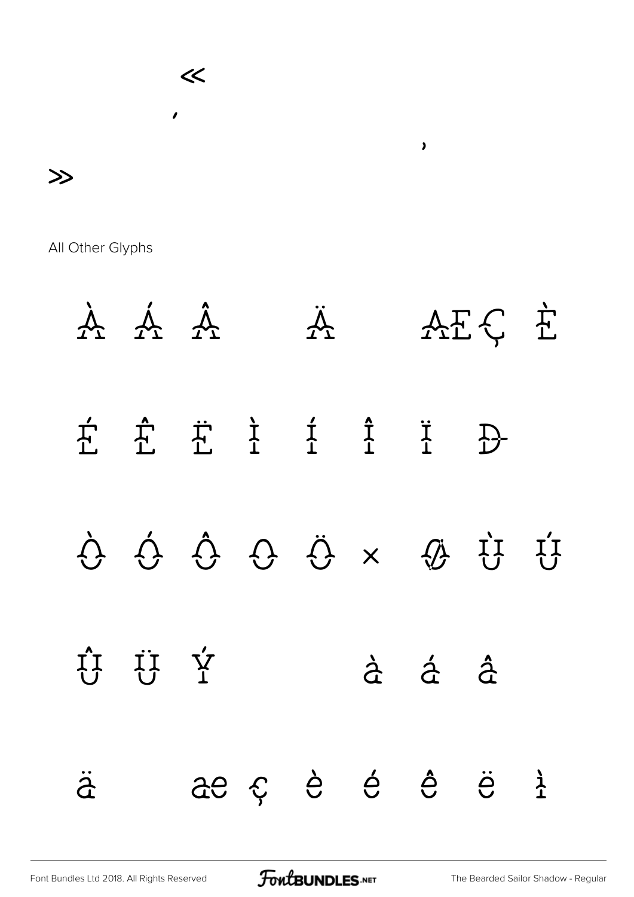«

‘

’

»

All Other Glyphs

À Á Â Ä Æ Ç È

É Ê Ë Ì Í Î Ï Ð

Ò Ó Ô Õ Ö × Ø Ù Ú

Û Ü Ý à á â

ä æ ç è é ê ë ì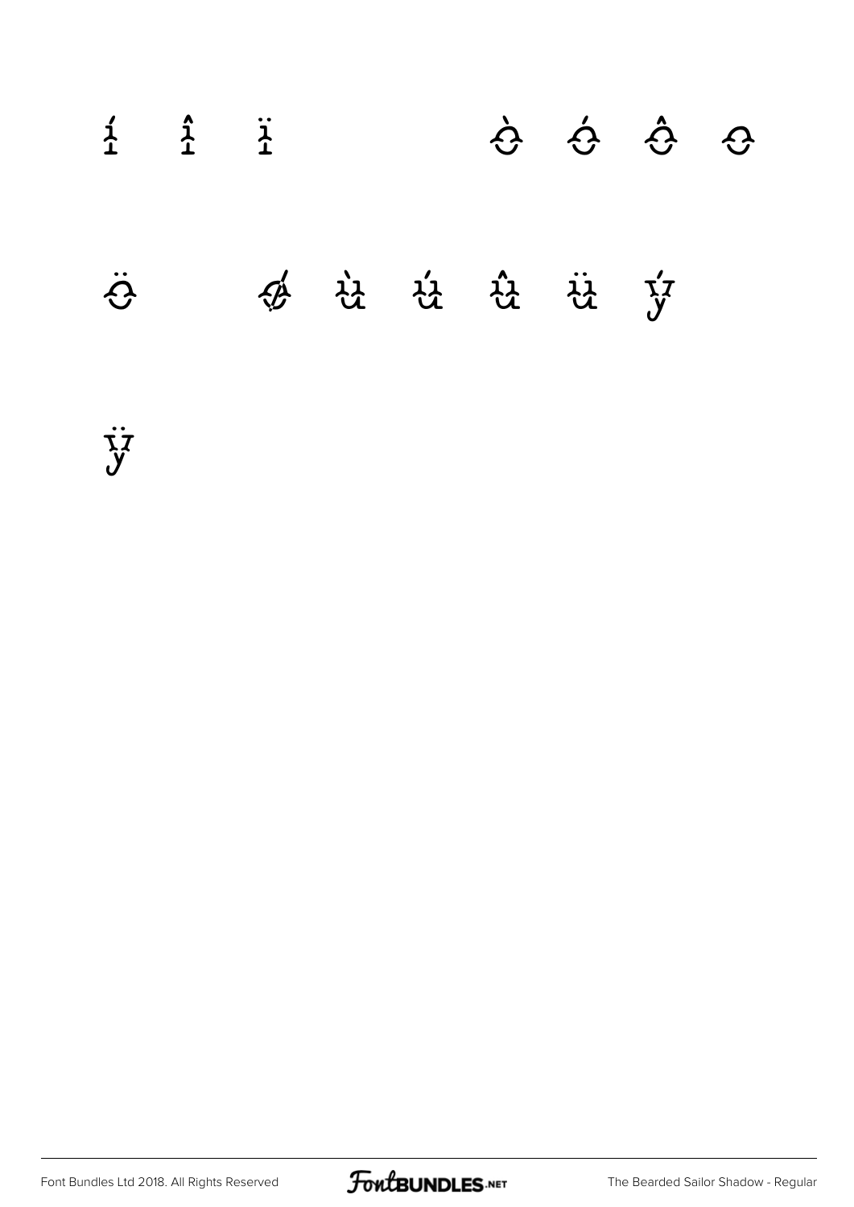í î ï ò ó ô õ

ö ø ù ú û ü ý

ÿ